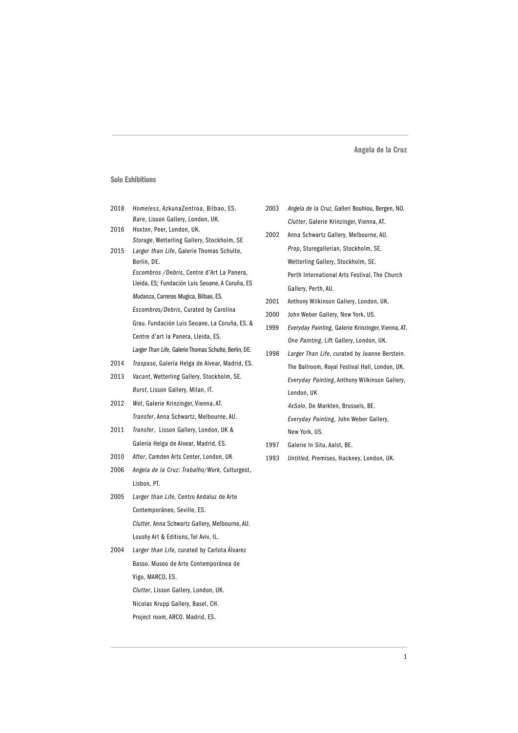# Angela de la Cruz

## Solo Exhibitions

2018 *Homeless*, AzkunaZentroa, Bilbao, ES.
*Bare*, Lisson Gallery, London, UK.

2016 *Hoxton*, Peer, London, UK.
*Storage*, Wetterling Gallery, Stockholm, SE

2015 *Larger than Life*, Galerie Thomas Schulte, Berlin, DE.
*Escombros /Debris*, Centre d'Art La Panera, Lleida, ES; Fundación Luis Seoane, A Coruña, ES
*Mudanza*, Carreras Mugica, Bilbao, ES.
*Escombros/Debris*, Curated by Carolina Grau. Fundación Luis Seoane, La Coruña, ES. & Centre d'art la Panera, Lleida, ES.
*Larger Than Life,* Galerie Thomas Schulte, Berlin, DE.

2014 *Traspaso*, Galería Helga de Alvear, Madrid, ES.

2013 *Vacant*, Wetterling Gallery, Stockholm, SE.
*Burst*, Lisson Gallery, Milan, IT.

2012 *Wet*, Galerie Krinzinger, Vienna, AT.
*Transfer*, Anna Schwartz, Melbourne, AU.

2011 *Transfer*, Lisson Gallery, London, UK & Galería Helga de Alvear, Madrid, ES.

2010 *After*, Camden Arts Center, London, UK

2006 *Angela de la Cruz: Trabalho/Work,* Culturgest, Lisbon, PT.

2005 *Larger than Life,* Centro Andaluz de Arte Contemporáneo, Seville, ES.
*Clutter,* Anna Schwartz Gallery, Melbourne, AU.
Loushy Art & Editions, Tel Aviv, IL.

2004 *Larger than Life,* curated by Carlota Álvarez Basso. Museo de Arte Contemporánea de Vigo, MARCO, ES.
*Clutter*, Lisson Gallery, London, UK.
Nicolas Krupp Gallery, Basel, CH.
Project room, ARCO. Madrid, ES.

2003 *Angela de la Cruz,* Galleri Bouhlou, Bergen, NO.
*Clutter*, Galerie Krinzinger, Vienna, AT.

2002 Anna Schwartz Gallery, Melbourne, AU.
*Prop*, Sturegallerian, Stockholm, SE.
Wetterling Gallery, Stockholm, SE.
Perth International Arts Festival, The Church Gallery, Perth, AU.

2001 Anthony Wilkinson Gallery, London, UK.

2000 John Weber Gallery, New York, US.

1999 *Everyday Painting*, Galerie Krinzinger, Vienna, AT.
*One Painting*, Lift Gallery, London, UK.

1998 *Larger Than Life,* curated by Joanne Berstein. The Ballroom, Royal Festival Hall, London, UK.
*Everyday Painting*, Anthony Wilkinson Gallery, London, UK
*4xSolo*, De Markten, Brussels, BE.
*Everyday Painting,* John Weber Gallery, New York, US.

1997 Galerie In Situ, Aalst, BE.

1993 *Untitled,* Premises, Hackney, London, UK.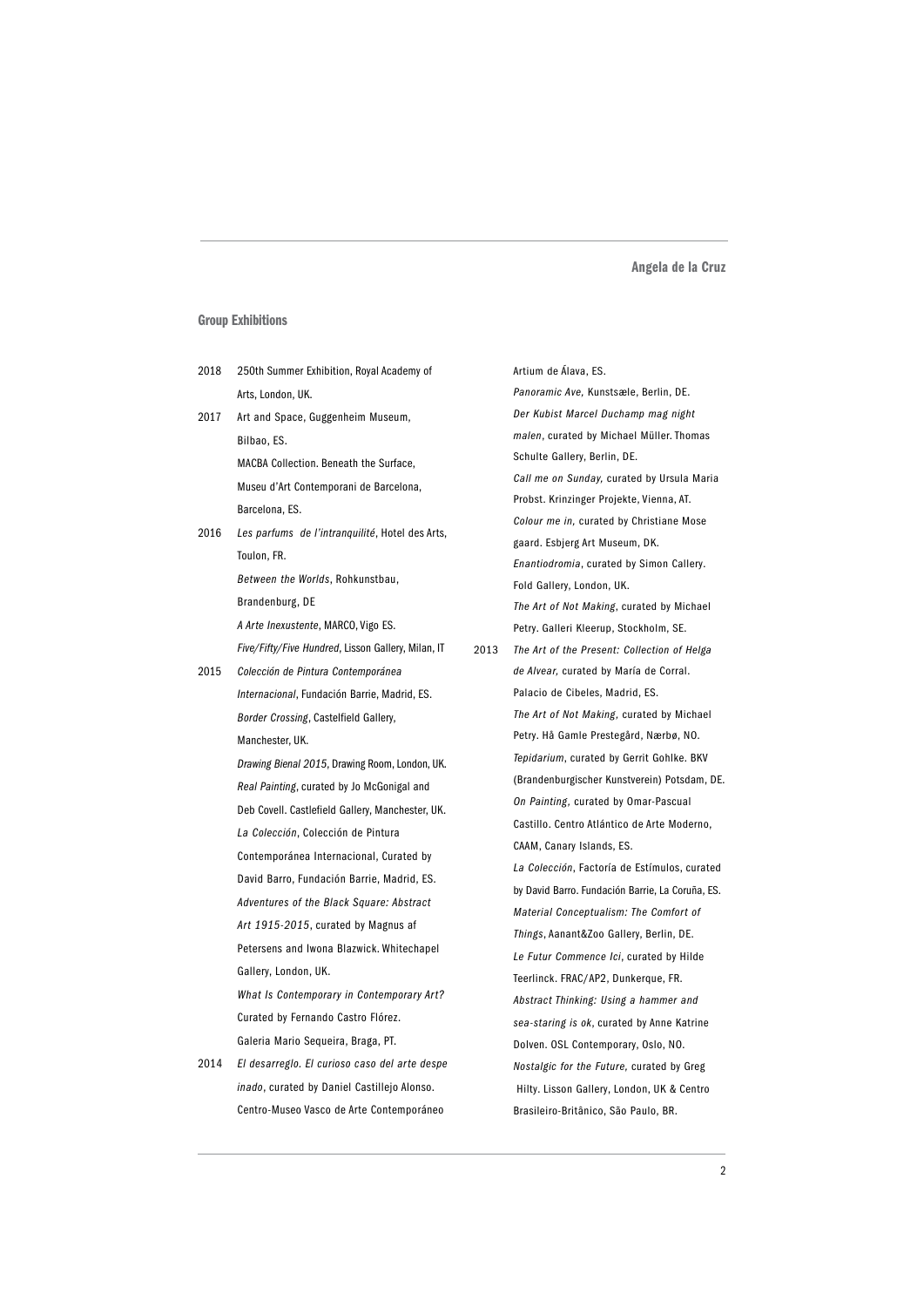## Group Exhibitions

**2018**

250th Summer Exhibition, Royal Academy of Arts, London, UK.

**2017**

Art and Space, Guggenheim Museum, Bilbao, ES.

MACBA Collection. Beneath the Surface, Museu d'Art Contemporani de Barcelona, Barcelona, ES.

**2016**

*Les parfums de l'intranquilité*, Hotel des Arts, Toulon, FR.

*Between the Worlds*, Rohkunstbau, Brandenburg, DE

*A Arte Inexustente*, MARCO, Vigo ES.

*Five/Fifty/Five Hundred*, Lisson Gallery, Milan, IT

**2015**

*Colección de Pintura Contemporánea Internacional*, Fundación Barrie, Madrid, ES.

*Border Crossing*, Castelfield Gallery, Manchester, UK.

*Drawing Bienal 2015*, Drawing Room, London, UK.

*Real Painting*, curated by Jo McGonigal and Deb Covell. Castlefield Gallery, Manchester, UK.

*La Colección*, Colección de Pintura Contemporánea Internacional, Curated by David Barro, Fundación Barrie, Madrid, ES.

*Adventures of the Black Square: Abstract Art 1915-2015*, curated by Magnus af Petersens and Iwona Blazwick. Whitechapel Gallery, London, UK.

*What Is Contemporary in Contemporary Art?* Curated by Fernando Castro Flórez. Galeria Mario Sequeira, Braga, PT.

**2014**

*El desarreglo. El curioso caso del arte despe inado*, curated by Daniel Castillejo Alonso. Centro-Museo Vasco de Arte Contemporáneo Artium de Álava, ES.

*Panoramic Ave,* Kunstsæle, Berlin, DE.

*Der Kubist Marcel Duchamp mag night malen*, curated by Michael Müller. Thomas Schulte Gallery, Berlin, DE.

*Call me on Sunday,* curated by Ursula Maria Probst. Krinzinger Projekte, Vienna, AT.

*Colour me in,* curated by Christiane Mose gaard. Esbjerg Art Museum, DK.

*Enantiodromia*, curated by Simon Callery. Fold Gallery, London, UK.

*The Art of Not Making*, curated by Michael Petry. Galleri Kleerup, Stockholm, SE.

**2013**

*The Art of the Present: Collection of Helga de Alvear,* curated by María de Corral. Palacio de Cibeles, Madrid, ES.

*The Art of Not Making*, curated by Michael Petry. Hå Gamle Prestegård, Nærbø, NO.

*Tepidarium*, curated by Gerrit Gohlke. BKV (Brandenburgischer Kunstverein) Potsdam, DE.

*On Painting*, curated by Omar-Pascual Castillo. Centro Atlántico de Arte Moderno, CAAM, Canary Islands, ES.

*La Colección*, Factoría de Estímulos, curated by David Barro. Fundación Barrie, La Coruña, ES.

*Material Conceptualism: The Comfort of Things*, Aanant&Zoo Gallery, Berlin, DE.

*Le Futur Commence Ici*, curated by Hilde Teerlinck. FRAC/AP2, Dunkerque, FR.

*Abstract Thinking: Using a hammer and sea-staring is ok*, curated by Anne Katrine Dolven. OSL Contemporary, Oslo, NO.

*Nostalgic for the Future,* curated by Greg Hilty. Lisson Gallery, London, UK & Centro Brasileiro-Britânico, São Paulo, BR.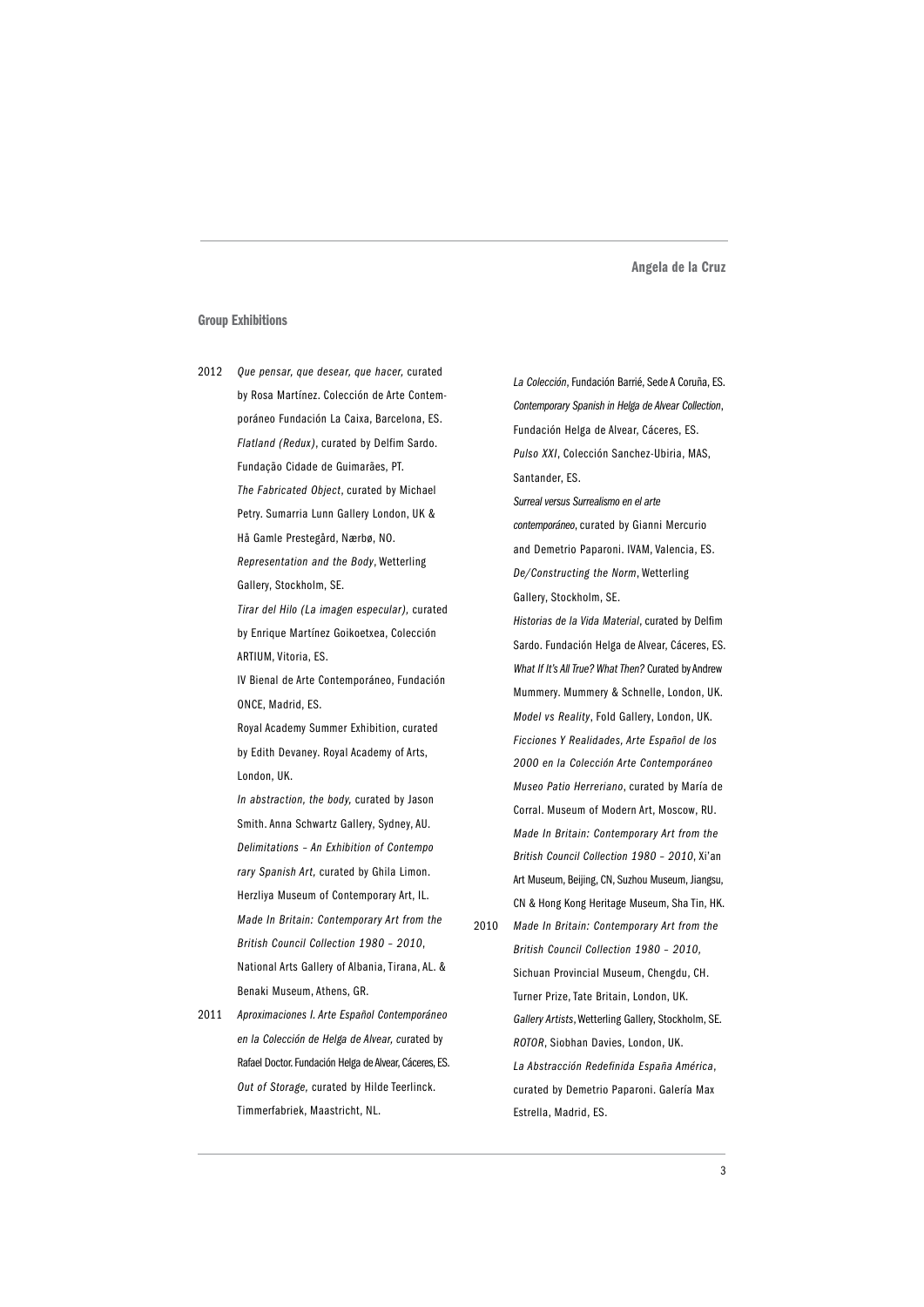## Group Exhibitions

**2012**

*Que pensar, que desear, que hacer,* curated by Rosa Martínez. Colección de Arte Contemporáneo Fundación La Caixa, Barcelona, ES.

*Flatland (Redux)*, curated by Delfim Sardo. Fundação Cidade de Guimarães, PT.

*The Fabricated Object*, curated by Michael Petry. Sumarria Lunn Gallery London, UK & Hå Gamle Prestegård, Nærbø, NO.

*Representation and the Body*, Wetterling Gallery, Stockholm, SE.

*Tirar del Hilo (La imagen especular),* curated by Enrique Martínez Goikoetxea, Colección ARTIUM, Vitoria, ES.

IV Bienal de Arte Contemporáneo, Fundación ONCE, Madrid, ES.

Royal Academy Summer Exhibition, curated by Edith Devaney. Royal Academy of Arts, London, UK.

*In abstraction, the body,* curated by Jason Smith. Anna Schwartz Gallery, Sydney, AU.

*Delimitations – An Exhibition of Contemporary Spanish Art,* curated by Ghila Limon. Herzliya Museum of Contemporary Art, IL.

*Made In Britain: Contemporary Art from the British Council Collection 1980 – 2010*, National Arts Gallery of Albania, Tirana, AL. & Benaki Museum, Athens, GR.

**2011**

*Aproximaciones I. Arte Español Contemporáneo en la Colección de Helga de Alvear,* curated by Rafael Doctor. Fundación Helga de Alvear, Cáceres, ES.

*Out of Storage,* curated by Hilde Teerlinck. Timmerfabriek, Maastricht, NL.

*La Colección*, Fundación Barrié, Sede A Coruña, ES.

*Contemporary Spanish in Helga de Alvear Collection*, Fundación Helga de Alvear, Cáceres, ES.

*Pulso XXI*, Colección Sanchez-Ubiria, MAS, Santander, ES.

*Surreal versus Surrealismo en el arte contemporáneo*, curated by Gianni Mercurio and Demetrio Paparoni. IVAM, Valencia, ES.

*De/Constructing the Norm*, Wetterling Gallery, Stockholm, SE.

*Historias de la Vida Material*, curated by Delfim Sardo. Fundación Helga de Alvear, Cáceres, ES.

*What If It's All True? What Then?* Curated by Andrew Mummery. Mummery & Schnelle, London, UK.

*Model vs Reality*, Fold Gallery, London, UK.

*Ficciones Y Realidades, Arte Español de los 2000 en la Colección Arte Contemporáneo Museo Patio Herreriano*, curated by María de Corral. Museum of Modern Art, Moscow, RU.

*Made In Britain: Contemporary Art from the British Council Collection 1980 – 2010*, Xi'an Art Museum, Beijing, CN, Suzhou Museum, Jiangsu, CN & Hong Kong Heritage Museum, Sha Tin, HK.

**2010**

*Made In Britain: Contemporary Art from the British Council Collection 1980 – 2010,* Sichuan Provincial Museum, Chengdu, CH.

Turner Prize, Tate Britain, London, UK.

*Gallery Artists*, Wetterling Gallery, Stockholm, SE.

*ROTOR*, Siobhan Davies, London, UK.

*La Abstracción Redefinida España América*, curated by Demetrio Paparoni. Galería Max Estrella, Madrid, ES.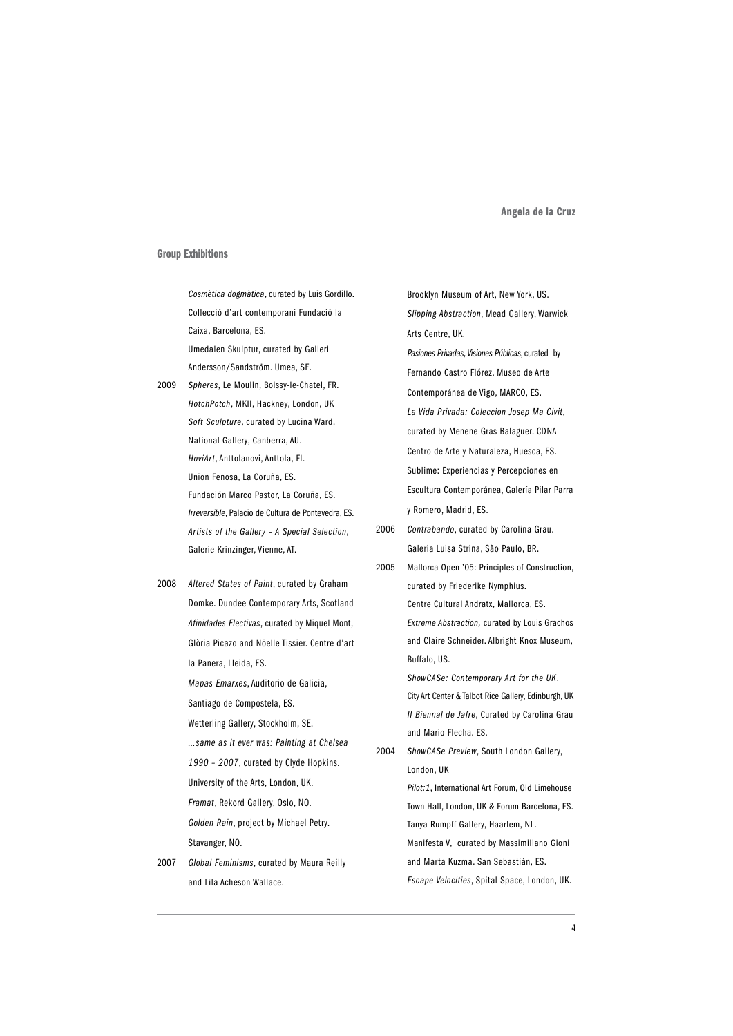## Group Exhibitions

*Cosmètica dogmàtica*, curated by Luis Gordillo. Collecció d'art contemporani Fundació la Caixa, Barcelona, ES.
Umedalen Skulptur, curated by Galleri Andersson/Sandström. Umea, SE.

**2009**
*Spheres*, Le Moulin, Boissy-le-Chatel, FR.
*HotchPotch*, MKII, Hackney, London, UK
*Soft Sculpture*, curated by Lucina Ward. National Gallery, Canberra, AU.
*HoviArt*, Anttolanovi, Anttola, FI.
Union Fenosa, La Coruña, ES.
Fundación Marco Pastor, La Coruña, ES.
*Irreversible*, Palacio de Cultura de Pontevedra, ES.
*Artists of the Gallery – A Special Selection*, Galerie Krinzinger, Vienne, AT.

**2008**
*Altered States of Paint*, curated by Graham Domke. Dundee Contemporary Arts, Scotland
*Afinidades Electivas*, curated by Miquel Mont, Glòria Picazo and Nöelle Tissier. Centre d'art la Panera, Lleida, ES.
*Mapas Emarxes*, Auditorio de Galicia, Santiago de Compostela, ES.
Wetterling Gallery, Stockholm, SE.
*...same as it ever was: Painting at Chelsea 1990 – 2007*, curated by Clyde Hopkins. University of the Arts, London, UK.
*Framat*, Rekord Gallery, Oslo, NO.
*Golden Rain*, project by Michael Petry. Stavanger, NO.

**2007**
*Global Feminisms*, curated by Maura Reilly and Lila Acheson Wallace. Brooklyn Museum of Art, New York, US.
*Slipping Abstraction*, Mead Gallery, Warwick Arts Centre, UK.
*Pasiones Privadas, Visiones Públicas*, curated by Fernando Castro Flórez. Museo de Arte Contemporánea de Vigo, MARCO, ES.
*La Vida Privada: Coleccion Josep Ma Civit*, curated by Menene Gras Balaguer. CDNA Centro de Arte y Naturaleza, Huesca, ES.
Sublime: Experiencias y Percepciones en Escultura Contemporánea, Galería Pilar Parra y Romero, Madrid, ES.

**2006**
*Contrabando*, curated by Carolina Grau. Galeria Luisa Strina, São Paulo, BR.

**2005**
Mallorca Open '05: Principles of Construction, curated by Friederike Nymphius. Centre Cultural Andratx, Mallorca, ES.
*Extreme Abstraction*, curated by Louis Grachos and Claire Schneider. Albright Knox Museum, Buffalo, US.
*ShowCASe: Contemporary Art for the UK*. City Art Center & Talbot Rice Gallery, Edinburgh, UK
*II Biennal de Jafre*, Curated by Carolina Grau and Mario Flecha. ES.

**2004**
*ShowCASe Preview*, South London Gallery, London, UK
*Pilot:1*, International Art Forum, Old Limehouse Town Hall, London, UK & Forum Barcelona, ES.
Tanya Rumpff Gallery, Haarlem, NL.
Manifesta V, curated by Massimiliano Gioni and Marta Kuzma. San Sebastián, ES.
*Escape Velocities*, Spital Space, London, UK.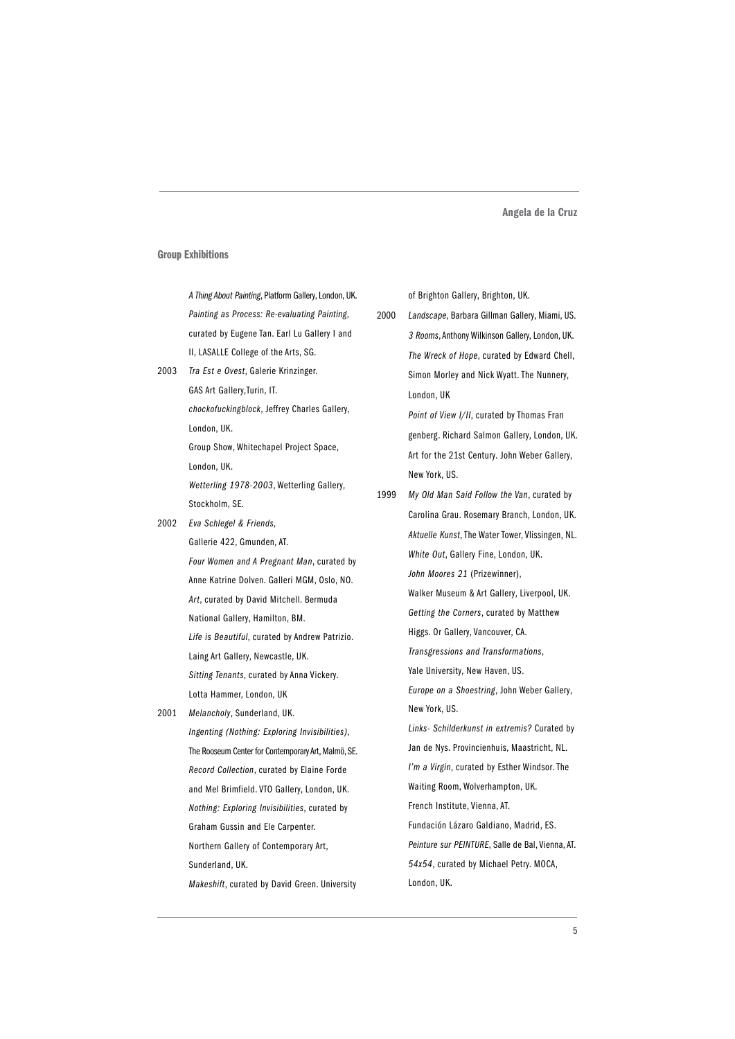## Group Exhibitions

*A Thing About Painting*, Platform Gallery, London, UK.
*Painting as Process: Re-evaluating Painting*, curated by Eugene Tan. Earl Lu Gallery I and II, LASALLE College of the Arts, SG.

**2003**
*Tra Est e Ovest*, Galerie Krinzinger. GAS Art Gallery,Turin, IT.
*chockofuckingblock*, Jeffrey Charles Gallery, London, UK.
Group Show, Whitechapel Project Space, London, UK.
*Wetterling 1978-2003*, Wetterling Gallery, Stockholm, SE.

**2002**
*Eva Schlegel & Friends,* Gallerie 422, Gmunden, AT.
*Four Women and A Pregnant Man*, curated by Anne Katrine Dolven. Galleri MGM, Oslo, NO.
*Art*, curated by David Mitchell. Bermuda National Gallery, Hamilton, BM.
*Life is Beautiful*, curated by Andrew Patrizio. Laing Art Gallery, Newcastle, UK.
*Sitting Tenants*, curated by Anna Vickery. Lotta Hammer, London, UK

**2001**
*Melancholy*, Sunderland, UK.
*Ingenting (Nothing: Exploring Invisibilities)*, The Rooseum Center for Contemporary Art, Malmö, SE.
*Record Collection*, curated by Elaine Forde and Mel Brimfield. VTO Gallery, London, UK.
*Nothing: Exploring Invisibilities*, curated by Graham Gussin and Ele Carpenter. Northern Gallery of Contemporary Art, Sunderland, UK.
*Makeshift*, curated by David Green. University of Brighton Gallery, Brighton, UK.

**2000**
*Landscape*, Barbara Gillman Gallery, Miami, US.
*3 Rooms*, Anthony Wilkinson Gallery, London, UK.
*The Wreck of Hope*, curated by Edward Chell, Simon Morley and Nick Wyatt. The Nunnery, London, UK
*Point of View I/II*, curated by Thomas Fran genberg. Richard Salmon Gallery, London, UK.
Art for the 21st Century. John Weber Gallery, New York, US.

**1999**
*My Old Man Said Follow the Van*, curated by Carolina Grau. Rosemary Branch, London, UK.
*Aktuelle Kunst*, The Water Tower, Vlissingen, NL.
*White Out*, Gallery Fine, London, UK.
*John Moores 21* (Prizewinner), Walker Museum & Art Gallery, Liverpool, UK.
*Getting the Corners*, curated by Matthew Higgs. Or Gallery, Vancouver, CA.
*Transgressions and Transformations*, Yale University, New Haven, US.
*Europe on a Shoestring*, John Weber Gallery, New York, US.
*Links- Schilderkunst in extremis?* Curated by Jan de Nys. Provincienhuis, Maastricht, NL.
*I'm a Virgin*, curated by Esther Windsor. The Waiting Room, Wolverhampton, UK.
French Institute, Vienna, AT.
Fundación Lázaro Galdiano, Madrid, ES.
*Peinture sur PEINTURE*, Salle de Bal, Vienna, AT.
*54x54*, curated by Michael Petry. MOCA, London, UK.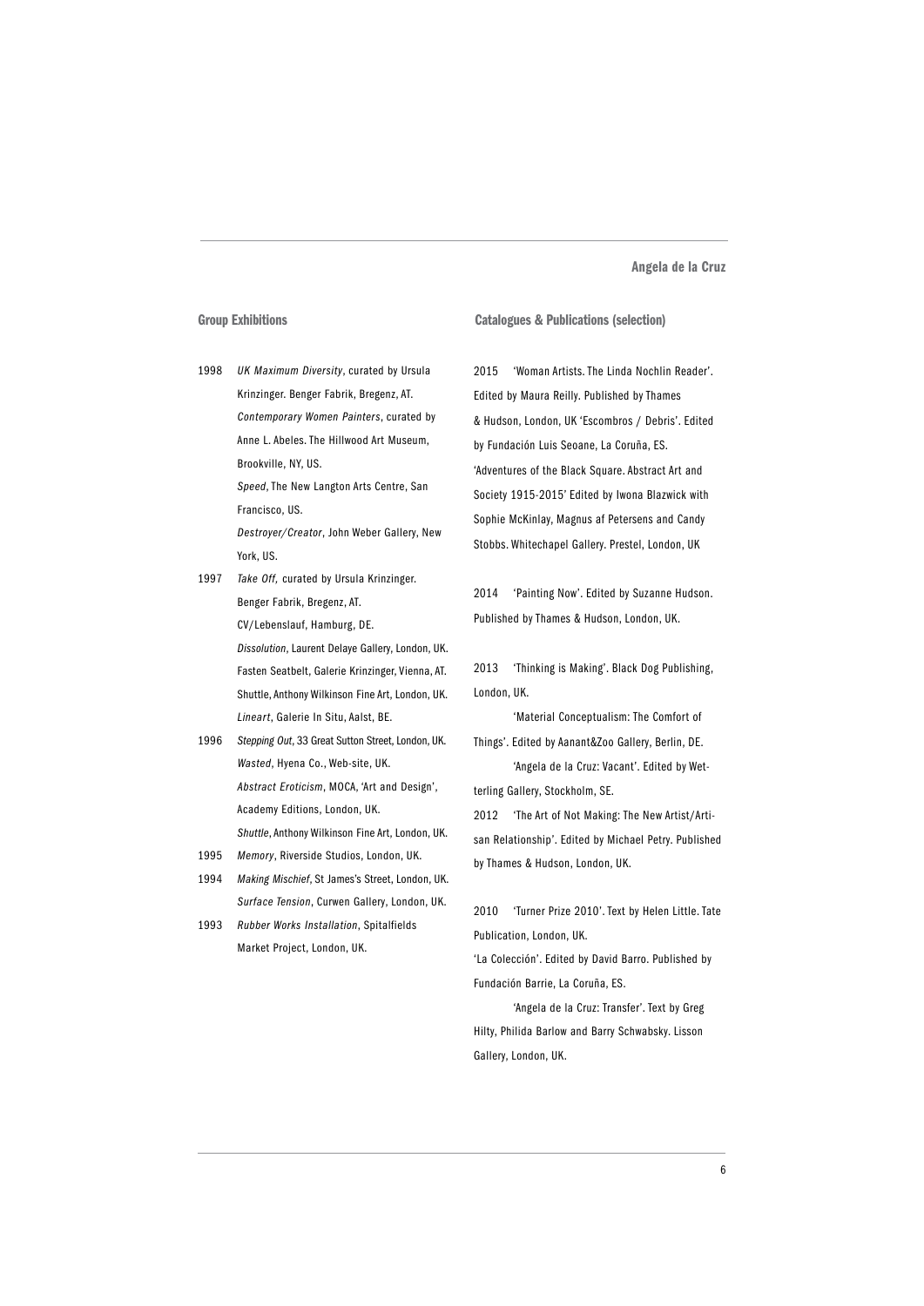## Group Exhibitions

1998 *UK Maximum Diversity*, curated by Ursula Krinzinger. Benger Fabrik, Bregenz, AT.
*Contemporary Women Painters*, curated by Anne L. Abeles. The Hillwood Art Museum, Brookville, NY, US.
*Speed*, The New Langton Arts Centre, San Francisco, US.
*Destroyer/Creator*, John Weber Gallery, New York, US.

1997 *Take Off,* curated by Ursula Krinzinger. Benger Fabrik, Bregenz, AT.
CV/Lebenslauf, Hamburg, DE.
*Dissolution*, Laurent Delaye Gallery, London, UK.
Fasten Seatbelt, Galerie Krinzinger, Vienna, AT.
Shuttle, Anthony Wilkinson Fine Art, London, UK.
*Lineart*, Galerie In Situ, Aalst, BE.

1996 *Stepping Out*, 33 Great Sutton Street, London, UK.
*Wasted*, Hyena Co., Web-site, UK.
*Abstract Eroticism*, MOCA, 'Art and Design', Academy Editions, London, UK.
*Shuttle*, Anthony Wilkinson Fine Art, London, UK.

1995 *Memory*, Riverside Studios, London, UK.

1994 *Making Mischief*, St James's Street, London, UK.
*Surface Tension*, Curwen Gallery, London, UK.

1993 *Rubber Works Installation*, Spitalfields Market Project, London, UK.

## Catalogues & Publications (selection)

2015 'Woman Artists. The Linda Nochlin Reader'. Edited by Maura Reilly. Published by Thames & Hudson, London, UK 'Escombros / Debris'. Edited by Fundación Luis Seoane, La Coruña, ES. 'Adventures of the Black Square. Abstract Art and Society 1915-2015' Edited by Iwona Blazwick with Sophie McKinlay, Magnus af Petersens and Candy Stobbs. Whitechapel Gallery. Prestel, London, UK

2014 'Painting Now'. Edited by Suzanne Hudson. Published by Thames & Hudson, London, UK.

2013 'Thinking is Making'. Black Dog Publishing, London, UK.
'Material Conceptualism: The Comfort of Things'. Edited by Aanant&Zoo Gallery, Berlin, DE.
'Angela de la Cruz: Vacant'. Edited by Wetterling Gallery, Stockholm, SE.

2012 'The Art of Not Making: The New Artist/Artisan Relationship'. Edited by Michael Petry. Published by Thames & Hudson, London, UK.

2010 'Turner Prize 2010'. Text by Helen Little. Tate Publication, London, UK.
'La Colección'. Edited by David Barro. Published by Fundación Barrie, La Coruña, ES.
'Angela de la Cruz: Transfer'. Text by Greg Hilty, Philida Barlow and Barry Schwabsky. Lisson Gallery, London, UK.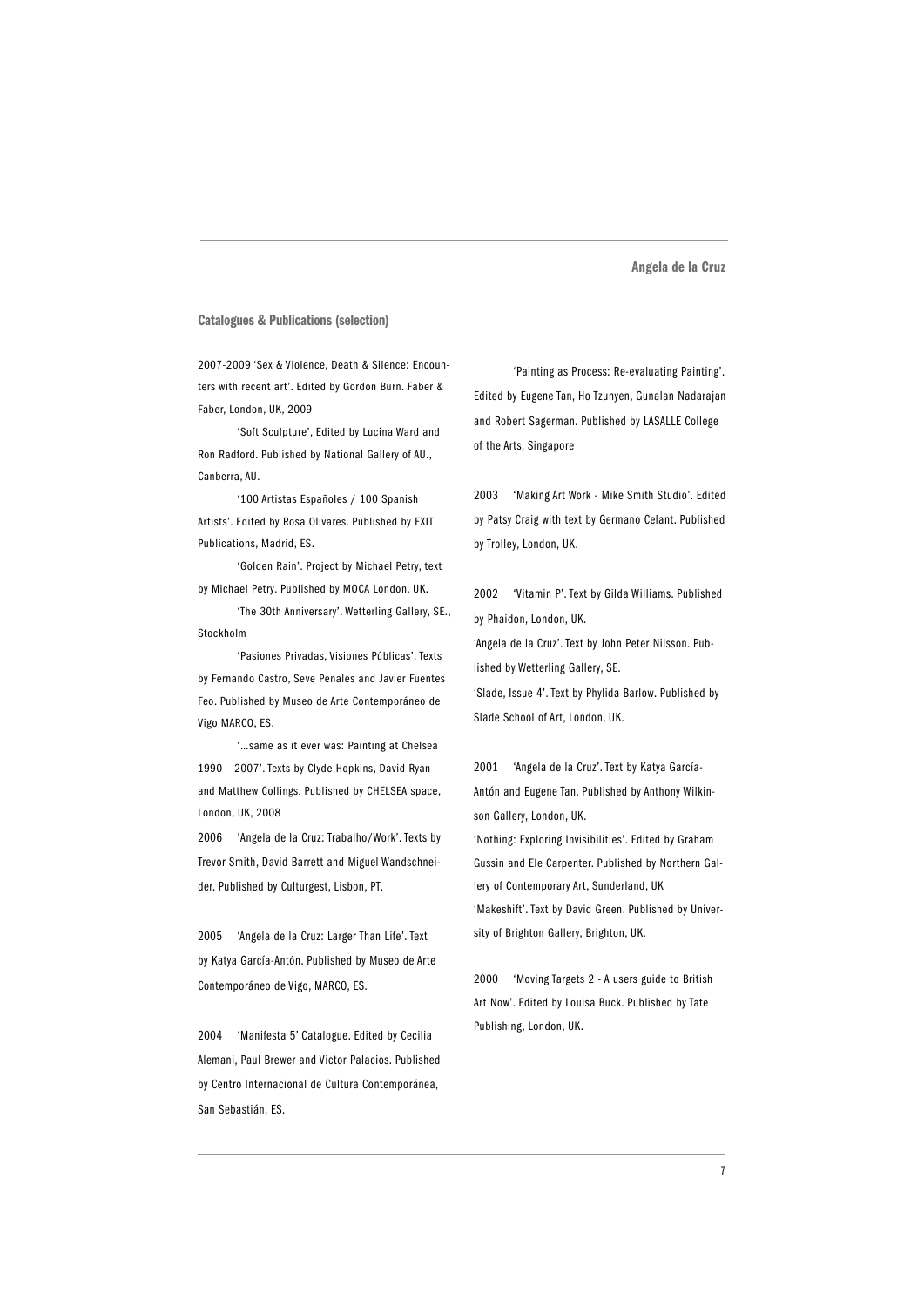## Catalogues & Publications (selection)

2007-2009 'Sex & Violence, Death & Silence: Encounters with recent art'. Edited by Gordon Burn. Faber & Faber, London, UK, 2009

'Soft Sculpture', Edited by Lucina Ward and Ron Radford. Published by National Gallery of AU., Canberra, AU.

'100 Artistas Españoles / 100 Spanish Artists'. Edited by Rosa Olivares. Published by EXIT Publications, Madrid, ES.

'Golden Rain'. Project by Michael Petry, text by Michael Petry. Published by MOCA London, UK.

'The 30th Anniversary'. Wetterling Gallery, SE., Stockholm

'Pasiones Privadas, Visiones Públicas'. Texts by Fernando Castro, Seve Penales and Javier Fuentes Feo. Published by Museo de Arte Contemporáneo de Vigo MARCO, ES.

'...same as it ever was: Painting at Chelsea 1990 – 2007'. Texts by Clyde Hopkins, David Ryan and Matthew Collings. Published by CHELSEA space, London, UK, 2008

2006 'Angela de la Cruz: Trabalho/Work'. Texts by Trevor Smith, David Barrett and Miguel Wandschneider. Published by Culturgest, Lisbon, PT.

2005 'Angela de la Cruz: Larger Than Life'. Text by Katya García-Antón. Published by Museo de Arte Contemporáneo de Vigo, MARCO, ES.

2004 'Manifesta 5' Catalogue. Edited by Cecilia Alemani, Paul Brewer and Victor Palacios. Published by Centro Internacional de Cultura Contemporánea, San Sebastián, ES.

'Painting as Process: Re-evaluating Painting'. Edited by Eugene Tan, Ho Tzunyen, Gunalan Nadarajan and Robert Sagerman. Published by LASALLE College of the Arts, Singapore

2003 'Making Art Work - Mike Smith Studio'. Edited by Patsy Craig with text by Germano Celant. Published by Trolley, London, UK.

2002 'Vitamin P'. Text by Gilda Williams. Published by Phaidon, London, UK.

'Angela de la Cruz'. Text by John Peter Nilsson. Published by Wetterling Gallery, SE.

'Slade, Issue 4'. Text by Phylida Barlow. Published by Slade School of Art, London, UK.

2001 'Angela de la Cruz'. Text by Katya García-Antón and Eugene Tan. Published by Anthony Wilkinson Gallery, London, UK.

'Nothing: Exploring Invisibilities'. Edited by Graham Gussin and Ele Carpenter. Published by Northern Gallery of Contemporary Art, Sunderland, UK

'Makeshift'. Text by David Green. Published by University of Brighton Gallery, Brighton, UK.

2000 'Moving Targets 2 - A users guide to British Art Now'. Edited by Louisa Buck. Published by Tate Publishing, London, UK.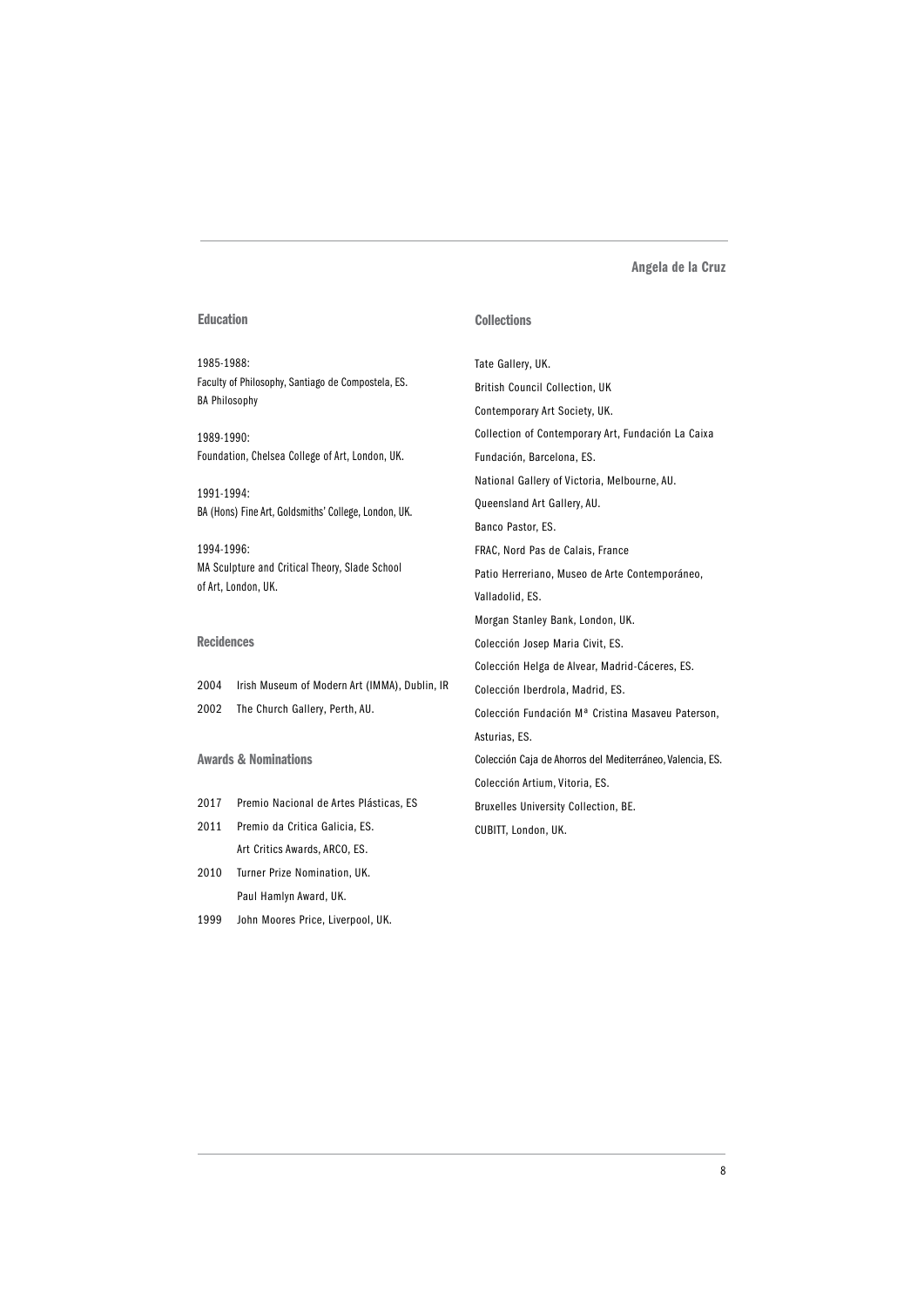# Angela de la Cruz

## Education

1985-1988:
Faculty of Philosophy, Santiago de Compostela, ES.
BA Philosophy

1989-1990:
Foundation, Chelsea College of Art, London, UK.

1991-1994:
BA (Hons) Fine Art, Goldsmiths' College, London, UK.

1994-1996:
MA Sculpture and Critical Theory, Slade School of Art, London, UK.

## Recidences

2004 Irish Museum of Modern Art (IMMA), Dublin, IR

2002 The Church Gallery, Perth, AU.

## Awards & Nominations

2017 Premio Nacional de Artes Plásticas, ES

2011 Premio da Critica Galicia, ES.
Art Critics Awards, ARCO, ES.

2010 Turner Prize Nomination, UK.
Paul Hamlyn Award, UK.

1999 John Moores Price, Liverpool, UK.

## Collections

Tate Gallery, UK.
British Council Collection, UK
Contemporary Art Society, UK.
Collection of Contemporary Art, Fundación La Caixa Fundación, Barcelona, ES.
National Gallery of Victoria, Melbourne, AU.
Queensland Art Gallery, AU.
Banco Pastor, ES.
FRAC, Nord Pas de Calais, France
Patio Herreriano, Museo de Arte Contemporáneo, Valladolid, ES.
Morgan Stanley Bank, London, UK.
Colección Josep Maria Civit, ES.
Colección Helga de Alvear, Madrid-Cáceres, ES.
Colección Iberdrola, Madrid, ES.
Colección Fundación Mª Cristina Masaveu Paterson, Asturias, ES.
Colección Caja de Ahorros del Mediterráneo, Valencia, ES.
Colección Artium, Vitoria, ES.
Bruxelles University Collection, BE.
CUBITT, London, UK.